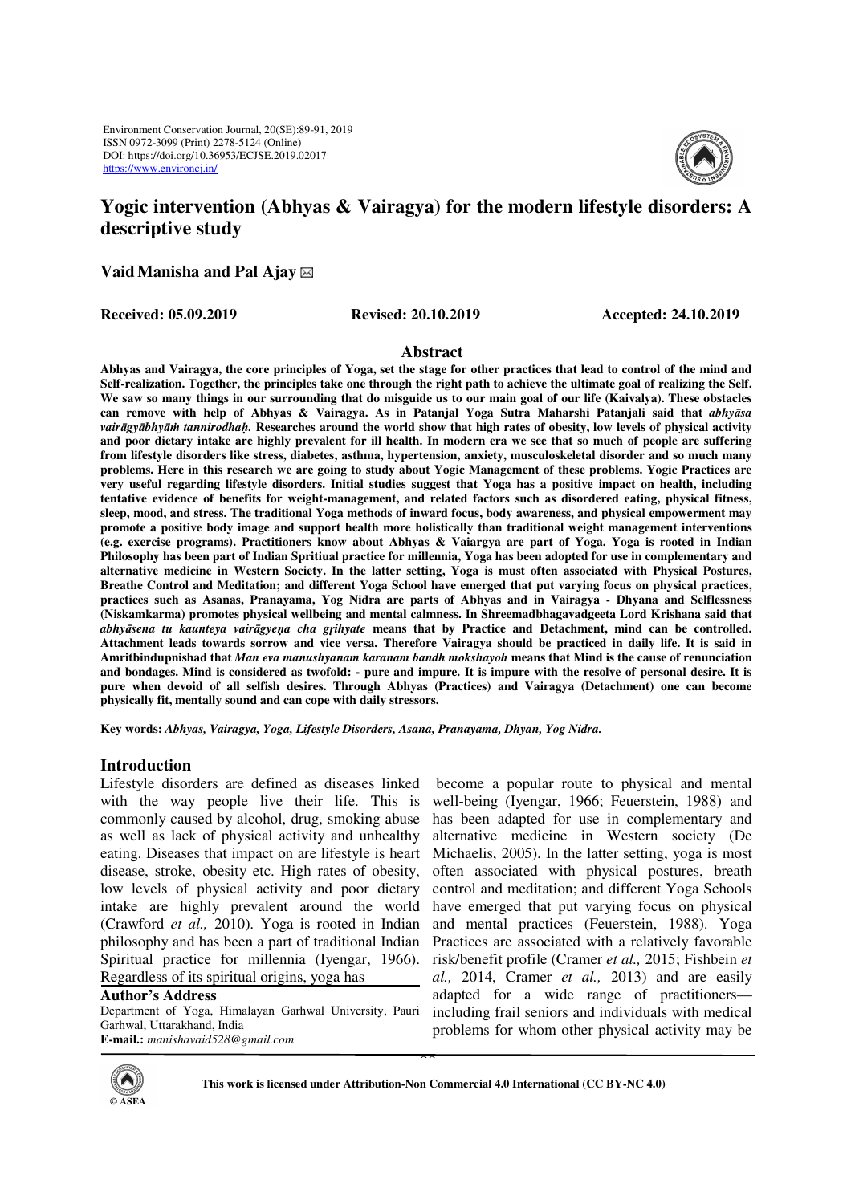# Yogic intervention (Abhyas & Vairagya) for the modern lifestyle disorders: A descriptive study

**Vaid Manisha and Pal Ajay** ✉

**Received: 05.09.2019** **Revised: 20.10.2019** **Accepted: 24.10.2019**

## Abstract

**Abhyas and Vairagya, the core principles of Yoga, set the stage for other practices that lead to control of the mind and Self-realization. Together, the principles take one through the right path to achieve the ultimate goal of realizing the Self. We saw so many things in our surrounding that do misguide us to our main goal of our life (Kaivalya). These obstacles can remove with help of Abhyas & Vairagya. As in Patanjal Yoga Sutra Maharshi Patanjali said that *abhyāsa vairāgyābhyāṁ tannirodhaḥ.* Researches around the world show that high rates of obesity, low levels of physical activity and poor dietary intake are highly prevalent for ill health. In modern era we see that so much of people are suffering from lifestyle disorders like stress, diabetes, asthma, hypertension, anxiety, musculoskeletal disorder and so much many problems. Here in this research we are going to study about Yogic Management of these problems. Yogic Practices are very useful regarding lifestyle disorders. Initial studies suggest that Yoga has a positive impact on health, including tentative evidence of benefits for weight-management, and related factors such as disordered eating, physical fitness, sleep, mood, and stress. The traditional Yoga methods of inward focus, body awareness, and physical empowerment may promote a positive body image and support health more holistically than traditional weight management interventions (e.g. exercise programs). Practitioners know about Abhyas & Vaiargya are part of Yoga. Yoga is rooted in Indian Philosophy has been part of Indian Spritiual practice for millennia, Yoga has been adopted for use in complementary and alternative medicine in Western Society. In the latter setting, Yoga is must often associated with Physical Postures, Breathe Control and Meditation; and different Yoga School have emerged that put varying focus on physical practices, practices such as Asanas, Pranayama, Yog Nidra are parts of Abhyas and in Vairagya - Dhyana and Selflessness (Niskamkarma) promotes physical wellbeing and mental calmness. In Shreemadbhagavadgeeta Lord Krishana said that *abhyāsena tu kaunteya vairāgyeṇa cha gṛihyate* means that by Practice and Detachment, mind can be controlled. Attachment leads towards sorrow and vice versa. Therefore Vairagya should be practiced in daily life. It is said in Amritbindupnishad that *Man eva manushyanam karanam bandh mokshayoh* means that Mind is the cause of renunciation and bondages. Mind is considered as twofold: - pure and impure. It is impure with the resolve of personal desire. It is pure when devoid of all selfish desires. Through Abhyas (Practices) and Vairagya (Detachment) one can become physically fit, mentally sound and can cope with daily stressors.**

**Key words:** ***Abhyas, Vairagya, Yoga, Lifestyle Disorders, Asana, Pranayama, Dhyan, Yog Nidra.***

## Introduction

Lifestyle disorders are defined as diseases linked with the way people live their life. This is commonly caused by alcohol, drug, smoking abuse as well as lack of physical activity and unhealthy eating. Diseases that impact on are lifestyle is heart disease, stroke, obesity etc. High rates of obesity, low levels of physical activity and poor dietary intake are highly prevalent around the world (Crawford *et al.,* 2010). Yoga is rooted in Indian philosophy and has been a part of traditional Indian Spiritual practice for millennia (Iyengar, 1966). Regardless of its spiritual origins, yoga has become a popular route to physical and mental well-being (Iyengar, 1966; Feuerstein, 1988) and has been adapted for use in complementary and alternative medicine in Western society (De Michaelis, 2005). In the latter setting, yoga is most often associated with physical postures, breath control and meditation; and different Yoga Schools have emerged that put varying focus on physical and mental practices (Feuerstein, 1988). Yoga Practices are associated with a relatively favorable risk/benefit profile (Cramer *et al.,* 2015; Fishbein *et al.,* 2014, Cramer *et al.,* 2013) and are easily adapted for a wide range of practitioners—including frail seniors and individuals with medical problems for whom other physical activity may be

**Author's Address**
Department of Yoga, Himalayan Garhwal University, Pauri Garhwal, Uttarakhand, India
**E-mail.:** *manishavaid528@gmail.com*

This work is licensed under Attribution-Non Commercial 4.0 International (CC BY-NC 4.0)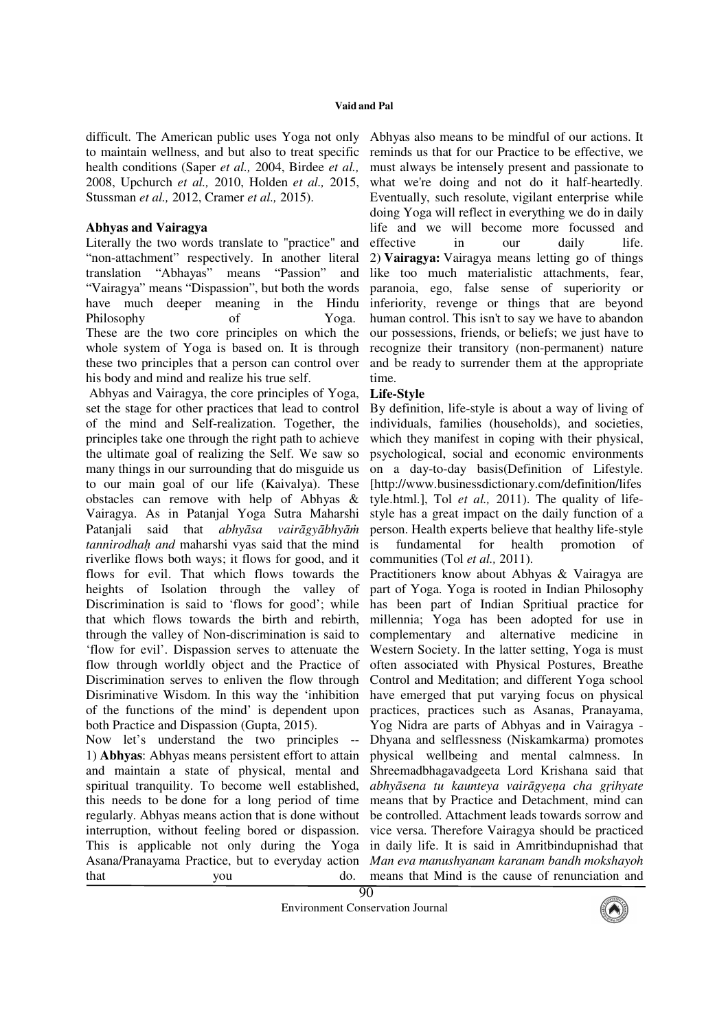difficult. The American public uses Yoga not only to maintain wellness, and but also to treat specific health conditions (Saper *et al.,* 2004, Birdee *et al.,* 2008, Upchurch *et al.,* 2010, Holden *et al.,* 2015, Stussman *et al.,* 2012, Cramer *et al.,* 2015).

**Abhyas and Vairagya**

Literally the two words translate to "practice" and "non-attachment" respectively. In another literal translation "Abhayas" means "Passion" and "Vairagya" means "Dispassion", but both the words have much deeper meaning in the Hindu Philosophy of Yoga. These are the two core principles on which the whole system of Yoga is based on. It is through these two principles that a person can control over his body and mind and realize his true self.

Abhyas and Vairagya, the core principles of Yoga, set the stage for other practices that lead to control of the mind and Self-realization. Together, the principles take one through the right path to achieve the ultimate goal of realizing the Self. We saw so many things in our surrounding that do misguide us to our main goal of our life (Kaivalya). These obstacles can remove with help of Abhyas & Vairagya. As in Patanjal Yoga Sutra Maharshi Patanjali said that *abhyāsa vairāgyābhyāṁ tannirodhaḥ and* maharshi vyas said that the mind riverlike flows both ways; it flows for good, and it flows for evil. That which flows towards the heights of Isolation through the valley of Discrimination is said to 'flows for good'; while that which flows towards the birth and rebirth, through the valley of Non-discrimination is said to 'flow for evil'. Dispassion serves to attenuate the flow through worldly object and the Practice of Discrimination serves to enliven the flow through Disriminative Wisdom. In this way the 'inhibition of the functions of the mind' is dependent upon both Practice and Dispassion (Gupta, 2015).

Now let's understand the two principles --
1) **Abhyas**: Abhyas means persistent effort to attain and maintain a state of physical, mental and spiritual tranquility. To become well established, this needs to be done for a long period of time regularly. Abhyas means action that is done without interruption, without feeling bored or dispassion. This is applicable not only during the Yoga Asana/Pranayama Practice, but to everyday action that you do. Abhyas also means to be mindful of our actions. It reminds us that for our Practice to be effective, we must always be intensely present and passionate to what we're doing and not do it half-heartedly. Eventually, such resolute, vigilant enterprise while doing Yoga will reflect in everything we do in daily life and we will become more focussed and effective in our daily life.
2) **Vairagya:** Vairagya means letting go of things like too much materialistic attachments, fear, paranoia, ego, false sense of superiority or inferiority, revenge or things that are beyond human control. This isn't to say we have to abandon our possessions, friends, or beliefs; we just have to recognize their transitory (non-permanent) nature and be ready to surrender them at the appropriate time.

**Life-Style**

By definition, life-style is about a way of living of individuals, families (households), and societies, which they manifest in coping with their physical, psychological, social and economic environments on a day-to-day basis(Definition of Lifestyle. [http://www.businessdictionary.com/definition/lifestyle.html.], Tol *et al.,* 2011). The quality of life-style has a great impact on the daily function of a person. Health experts believe that healthy life-style is fundamental for health promotion of communities (Tol *et al.,* 2011).

Practitioners know about Abhyas & Vairagya are part of Yoga. Yoga is rooted in Indian Philosophy has been part of Indian Spritiual practice for millennia; Yoga has been adopted for use in complementary and alternative medicine in Western Society. In the latter setting, Yoga is must often associated with Physical Postures, Breathe Control and Meditation; and different Yoga school have emerged that put varying focus on physical practices, practices such as Asanas, Pranayama, Yog Nidra are parts of Abhyas and in Vairagya - Dhyana and selflessness (Niskamkarma) promotes physical wellbeing and mental calmness. In Shreemadbhagavadgeeta Lord Krishana said that *abhyāsena tu kaunteya vairāgyeṇa cha gṛihyate* means that by Practice and Detachment, mind can be controlled. Attachment leads towards sorrow and vice versa. Therefore Vairagya should be practiced in daily life. It is said in Amritbindupnishad that *Man eva manushyanam karanam bandh mokshayoh* means that Mind is the cause of renunciation and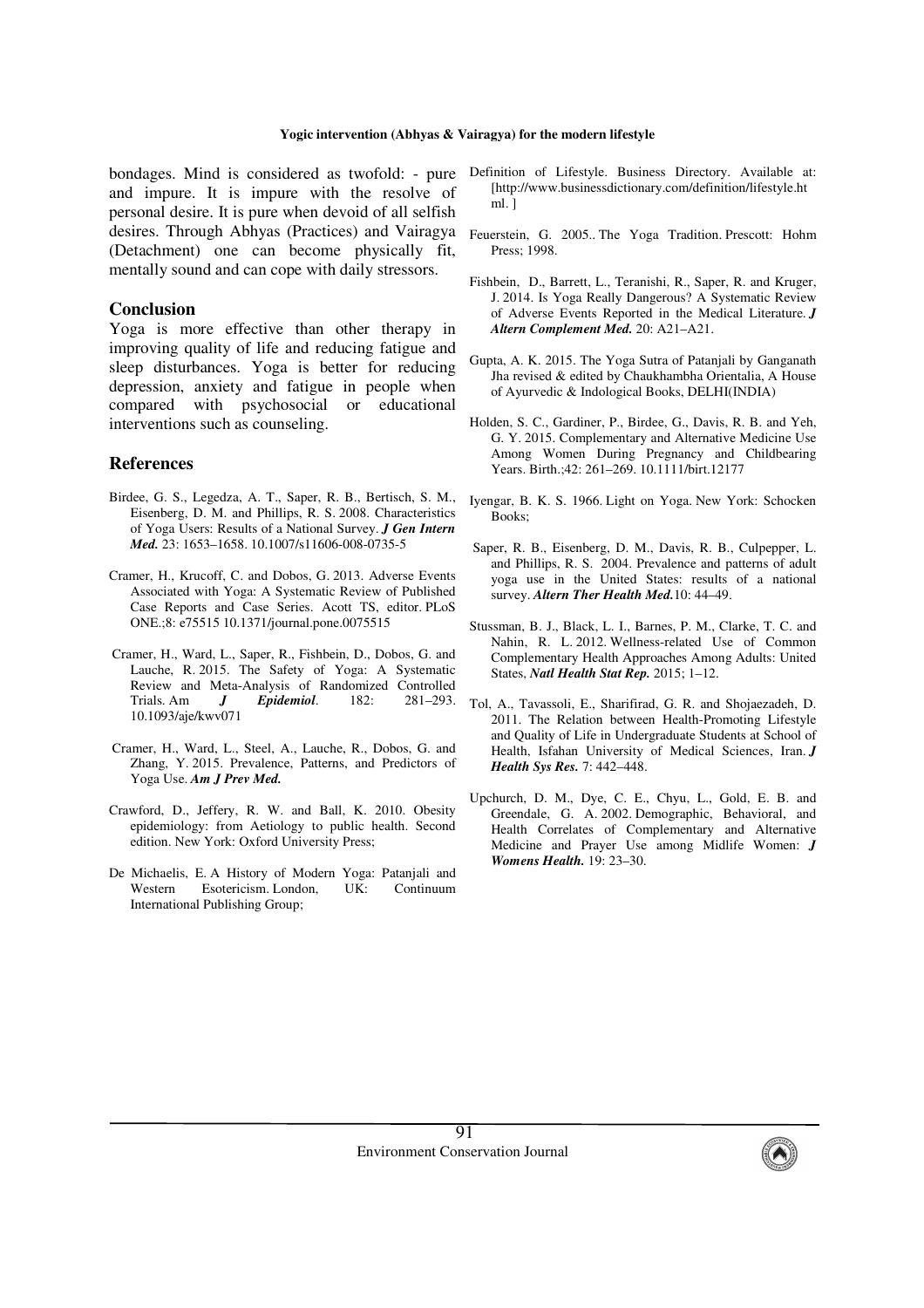bondages. Mind is considered as twofold: - pure and impure. It is impure with the resolve of personal desire. It is pure when devoid of all selfish desires. Through Abhyas (Practices) and Vairagya (Detachment) one can become physically fit, mentally sound and can cope with daily stressors.

## Conclusion

Yoga is more effective than other therapy in improving quality of life and reducing fatigue and sleep disturbances. Yoga is better for reducing depression, anxiety and fatigue in people when compared with psychosocial or educational interventions such as counseling.

## References

Birdee, G. S., Legedza, A. T., Saper, R. B., Bertisch, S. M., Eisenberg, D. M. and Phillips, R. S. 2008. Characteristics of Yoga Users: Results of a National Survey. ***J Gen Intern Med.*** 23: 1653–1658. 10.1007/s11606-008-0735-5

Cramer, H., Krucoff, C. and Dobos, G. 2013. Adverse Events Associated with Yoga: A Systematic Review of Published Case Reports and Case Series. Acott TS, editor. PLoS ONE.;8: e75515 10.1371/journal.pone.0075515

Cramer, H., Ward, L., Saper, R., Fishbein, D., Dobos, G. and Lauche, R. 2015. The Safety of Yoga: A Systematic Review and Meta-Analysis of Randomized Controlled Trials. Am ***J Epidemiol***. 182: 281–293. 10.1093/aje/kwv071

Cramer, H., Ward, L., Steel, A., Lauche, R., Dobos, G. and Zhang, Y. 2015. Prevalence, Patterns, and Predictors of Yoga Use. ***Am J Prev Med.***

Crawford, D., Jeffery, R. W. and Ball, K. 2010. Obesity epidemiology: from Aetiology to public health. Second edition. New York: Oxford University Press;

De Michaelis, E. A History of Modern Yoga: Patanjali and Western Esotericism. London, UK: Continuum International Publishing Group;

Definition of Lifestyle. Business Directory. Available at: [http://www.businessdictionary.com/definition/lifestyle.html. ]

Feuerstein, G. 2005.. The Yoga Tradition. Prescott: Hohm Press; 1998.

Fishbein, D., Barrett, L., Teranishi, R., Saper, R. and Kruger, J. 2014. Is Yoga Really Dangerous? A Systematic Review of Adverse Events Reported in the Medical Literature. ***J Altern Complement Med.*** 20: A21–A21.

Gupta, A. K. 2015. The Yoga Sutra of Patanjali by Ganganath Jha revised & edited by Chaukhambha Orientalia, A House of Ayurvedic & Indological Books, DELHI(INDIA)

Holden, S. C., Gardiner, P., Birdee, G., Davis, R. B. and Yeh, G. Y. 2015. Complementary and Alternative Medicine Use Among Women During Pregnancy and Childbearing Years. Birth.;42: 261–269. 10.1111/birt.12177

Iyengar, B. K. S. 1966. Light on Yoga. New York: Schocken Books;

Saper, R. B., Eisenberg, D. M., Davis, R. B., Culpepper, L. and Phillips, R. S. 2004. Prevalence and patterns of adult yoga use in the United States: results of a national survey. ***Altern Ther Health Med.***10: 44–49.

Stussman, B. J., Black, L. I., Barnes, P. M., Clarke, T. C. and Nahin, R. L. 2012. Wellness-related Use of Common Complementary Health Approaches Among Adults: United States, ***Natl Health Stat Rep.*** 2015; 1–12.

Tol, A., Tavassoli, E., Sharifirad, G. R. and Shojaezadeh, D. 2011. The Relation between Health-Promoting Lifestyle and Quality of Life in Undergraduate Students at School of Health, Isfahan University of Medical Sciences, Iran. ***J Health Sys Res.*** 7: 442–448.

Upchurch, D. M., Dye, C. E., Chyu, L., Gold, E. B. and Greendale, G. A. 2002. Demographic, Behavioral, and Health Correlates of Complementary and Alternative Medicine and Prayer Use among Midlife Women: ***J Womens Health.*** 19: 23–30.